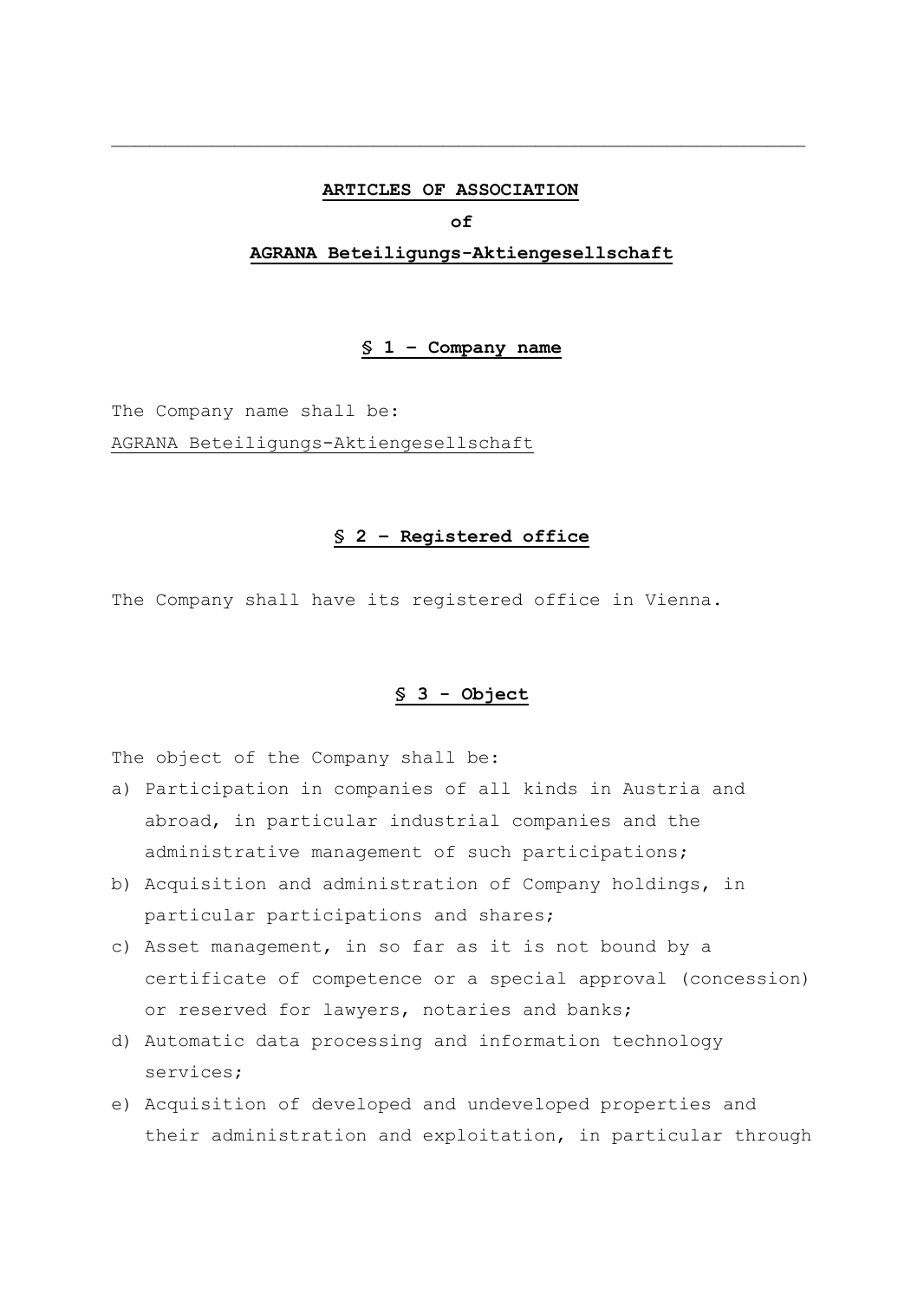---

# ARTICLES OF ASSOCIATION

**of**

**AGRANA Beteiligungs-Aktiengesellschaft**

## § 1 – Company name

The Company name shall be:
AGRANA Beteiligungs-Aktiengesellschaft

## § 2 – Registered office

The Company shall have its registered office in Vienna.

## § 3 - Object

The object of the Company shall be:

a) Participation in companies of all kinds in Austria and abroad, in particular industrial companies and the administrative management of such participations;
b) Acquisition and administration of Company holdings, in particular participations and shares;
c) Asset management, in so far as it is not bound by a certificate of competence or a special approval (concession) or reserved for lawyers, notaries and banks;
d) Automatic data processing and information technology services;
e) Acquisition of developed and undeveloped properties and their administration and exploitation, in particular through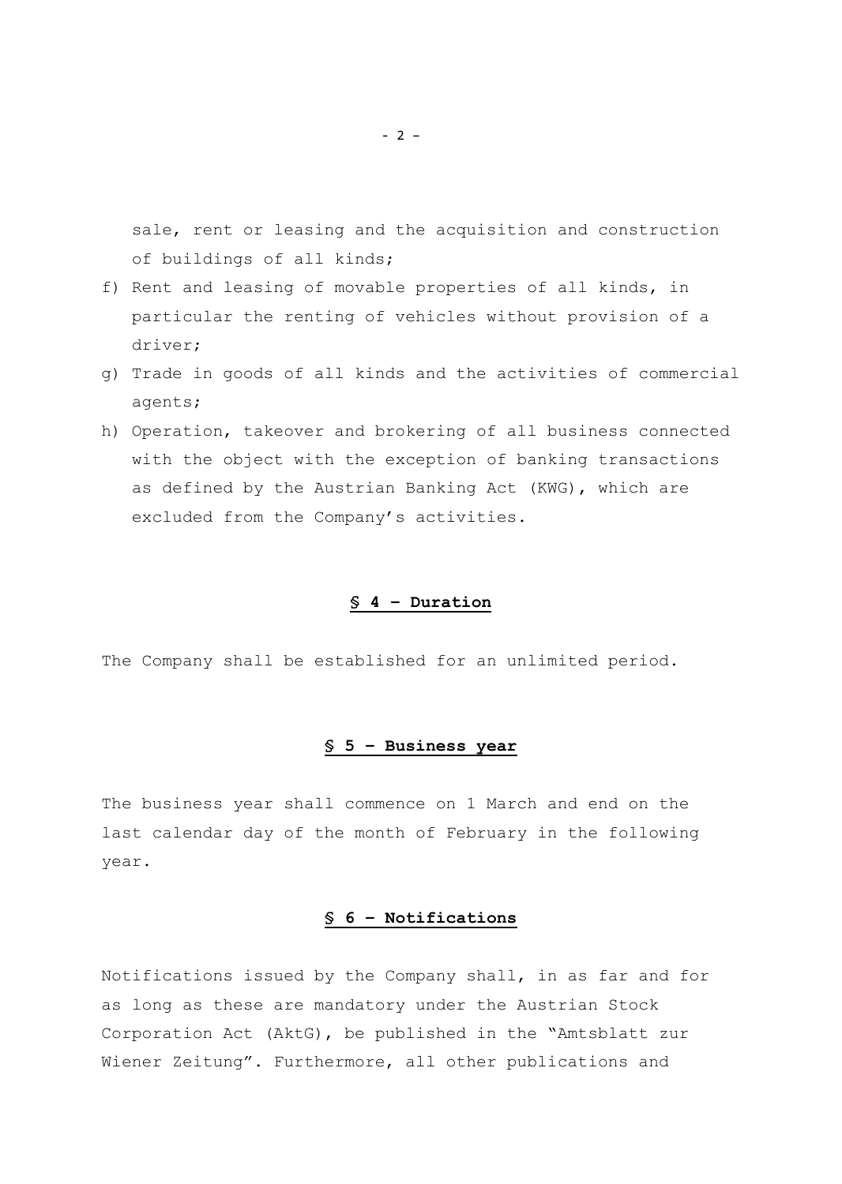sale, rent or leasing and the acquisition and construction of buildings of all kinds;

f) Rent and leasing of movable properties of all kinds, in particular the renting of vehicles without provision of a driver;
g) Trade in goods of all kinds and the activities of commercial agents;
h) Operation, takeover and brokering of all business connected with the object with the exception of banking transactions as defined by the Austrian Banking Act (KWG), which are excluded from the Company's activities.

## § 4 – Duration

The Company shall be established for an unlimited period.

## § 5 – Business year

The business year shall commence on 1 March and end on the last calendar day of the month of February in the following year.

## § 6 – Notifications

Notifications issued by the Company shall, in as far and for as long as these are mandatory under the Austrian Stock Corporation Act (AktG), be published in the "Amtsblatt zur Wiener Zeitung". Furthermore, all other publications and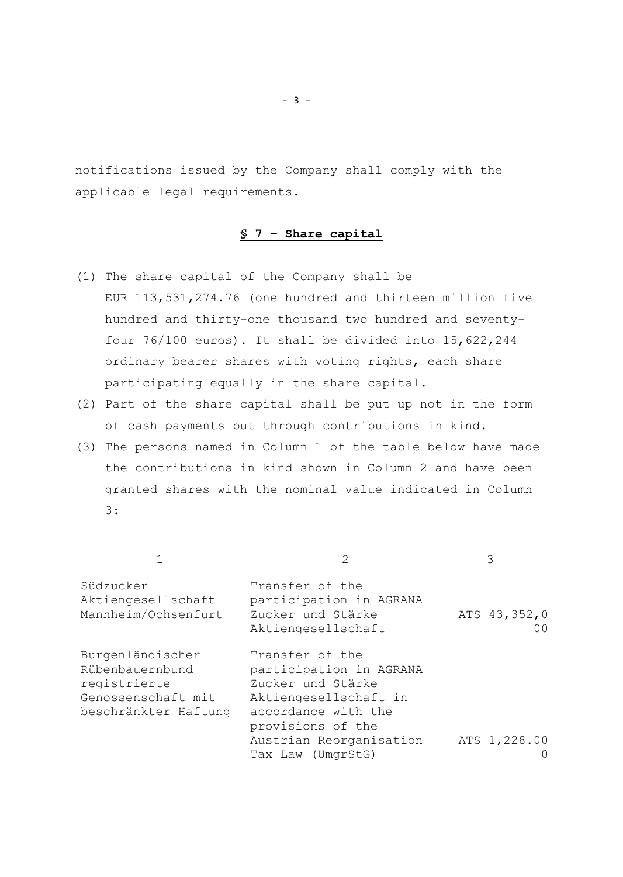notifications issued by the Company shall comply with the applicable legal requirements.

## § 7 – Share capital

(1) The share capital of the Company shall be EUR 113,531,274.76 (one hundred and thirteen million five hundred and thirty-one thousand two hundred and seventy-four 76/100 euros). It shall be divided into 15,622,244 ordinary bearer shares with voting rights, each share participating equally in the share capital.

(2) Part of the share capital shall be put up not in the form of cash payments but through contributions in kind.

(3) The persons named in Column 1 of the table below have made the contributions in kind shown in Column 2 and have been granted shares with the nominal value indicated in Column 3:

| 1 | 2 | 3 |
|---|---|---|
| Südzucker Aktiengesellschaft Mannheim/Ochsenfurt | Transfer of the participation in AGRANA Zucker und Stärke Aktiengesellschaft | ATS 43,352,000 |
| Burgenländischer Rübenbauernbund registrierte Genossenschaft mit beschränkter Haftung | Transfer of the participation in AGRANA Zucker und Stärke Aktiengesellschaft in accordance with the provisions of the Austrian Reorganisation Tax Law (UmgrStG) | ATS 1,228.000 |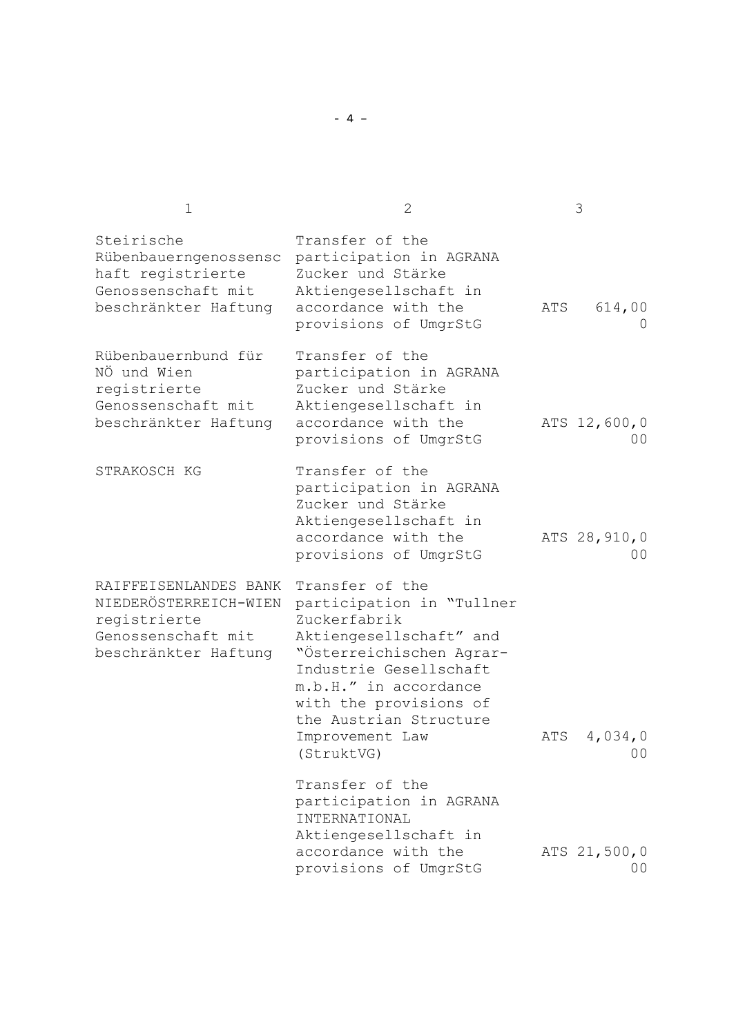| 1 | 2 | 3 |
|---|---|---|
| Steirische Rübenbauerngenossenschaft registrierte Genossenschaft mit beschränkter Haftung | Transfer of the participation in AGRANA Zucker und Stärke Aktiengesellschaft in accordance with the provisions of UmgrStG | ATS 614,000 |
| Rübenbauernbund für NÖ und Wien registrierte Genossenschaft mit beschränkter Haftung | Transfer of the participation in AGRANA Zucker und Stärke Aktiengesellschaft in accordance with the provisions of UmgrStG | ATS 12,600,000 |
| STRAKOSCH KG | Transfer of the participation in AGRANA Zucker und Stärke Aktiengesellschaft in accordance with the provisions of UmgrStG | ATS 28,910,000 |
| RAIFFEISENLANDES BANK NIEDERÖSTERREICH-WIEN registrierte Genossenschaft mit beschränkter Haftung | Transfer of the participation in "Tullner Zuckerfabrik Aktiengesellschaft" and "Österreichischen Agrar-Industrie Gesellschaft m.b.H." in accordance with the provisions of the Austrian Structure Improvement Law (StruktVG) | ATS 4,034,000 |
| | Transfer of the participation in AGRANA INTERNATIONAL Aktiengesellschaft in accordance with the provisions of UmgrStG | ATS 21,500,000 |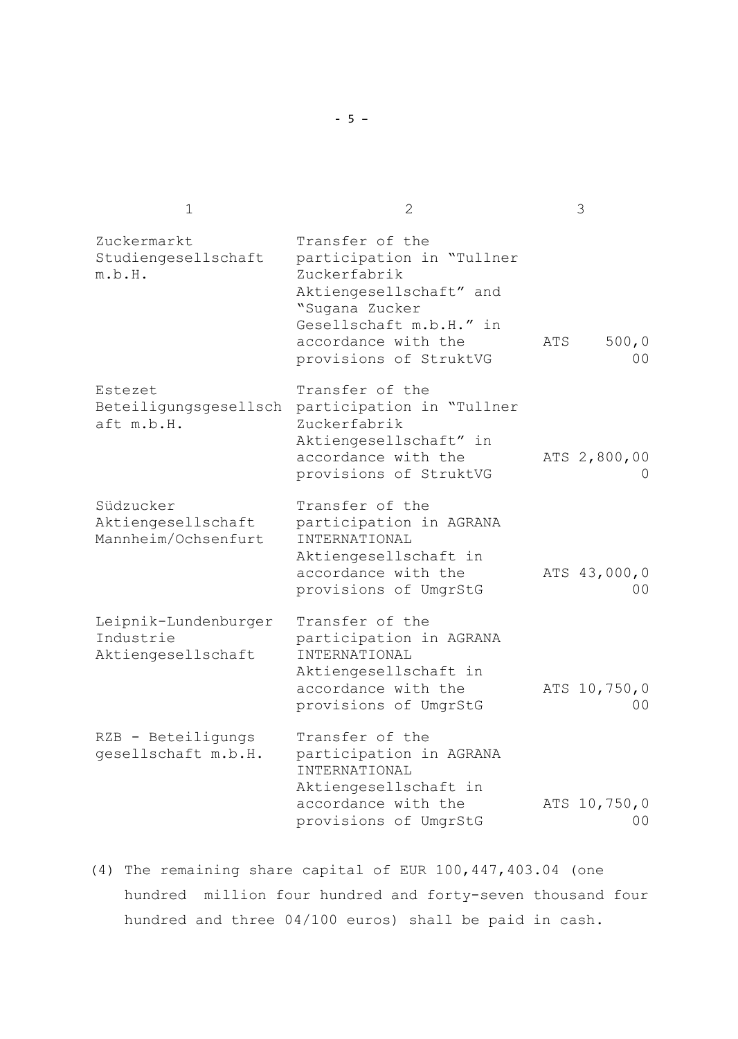| 1 | 2 | 3 |
|---|---|---|
| Zuckermarkt Studiengesellschaft m.b.H. | Transfer of the participation in "Tullner Zuckerfabrik Aktiengesellschaft" and "Sugana Zucker Gesellschaft m.b.H." in accordance with the provisions of StruktVG | ATS 500,000 |
| Estezet Beteiligungsgesellschaft m.b.H. | Transfer of the participation in "Tullner Zuckerfabrik Aktiengesellschaft" in accordance with the provisions of StruktVG | ATS 2,800,000 |
| Südzucker Aktiengesellschaft Mannheim/Ochsenfurt | Transfer of the participation in AGRANA INTERNATIONAL Aktiengesellschaft in accordance with the provisions of UmgrStG | ATS 43,000,000 |
| Leipnik-Lundenburger Industrie Aktiengesellschaft | Transfer of the participation in AGRANA INTERNATIONAL Aktiengesellschaft in accordance with the provisions of UmgrStG | ATS 10,750,000 |
| RZB - Beteiligungs gesellschaft m.b.H. | Transfer of the participation in AGRANA INTERNATIONAL Aktiengesellschaft in accordance with the provisions of UmgrStG | ATS 10,750,000 |

(4) The remaining share capital of EUR 100,447,403.04 (one hundred million four hundred and forty-seven thousand four hundred and three 04/100 euros) shall be paid in cash.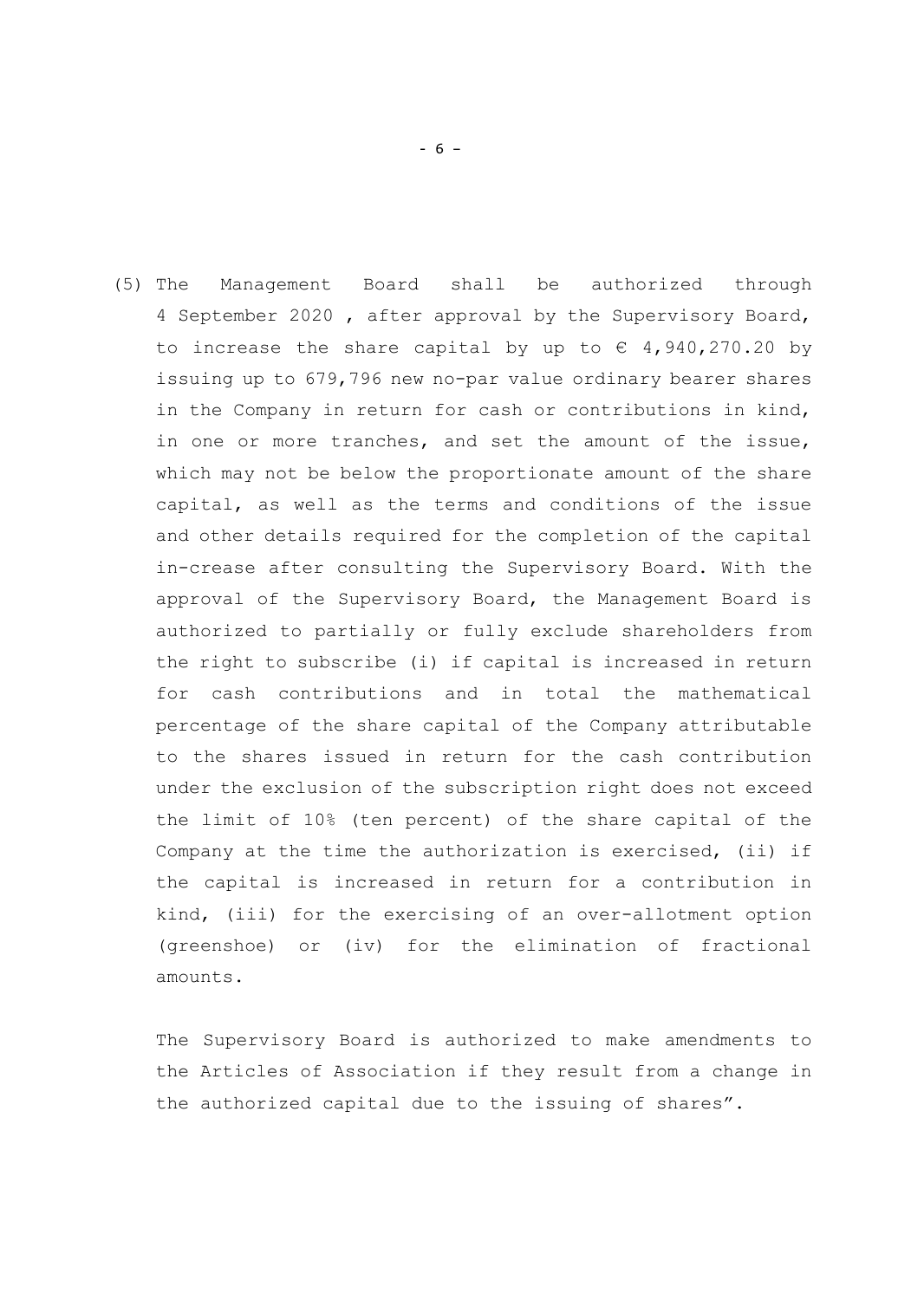(5) The Management Board shall be authorized through 4 September 2020 , after approval by the Supervisory Board, to increase the share capital by up to € 4,940,270.20 by issuing up to 679,796 new no-par value ordinary bearer shares in the Company in return for cash or contributions in kind, in one or more tranches, and set the amount of the issue, which may not be below the proportionate amount of the share capital, as well as the terms and conditions of the issue and other details required for the completion of the capital in-crease after consulting the Supervisory Board. With the approval of the Supervisory Board, the Management Board is authorized to partially or fully exclude shareholders from the right to subscribe (i) if capital is increased in return for cash contributions and in total the mathematical percentage of the share capital of the Company attributable to the shares issued in return for the cash contribution under the exclusion of the subscription right does not exceed the limit of 10% (ten percent) of the share capital of the Company at the time the authorization is exercised, (ii) if the capital is increased in return for a contribution in kind, (iii) for the exercising of an over-allotment option (greenshoe) or (iv) for the elimination of fractional amounts.

The Supervisory Board is authorized to make amendments to the Articles of Association if they result from a change in the authorized capital due to the issuing of shares".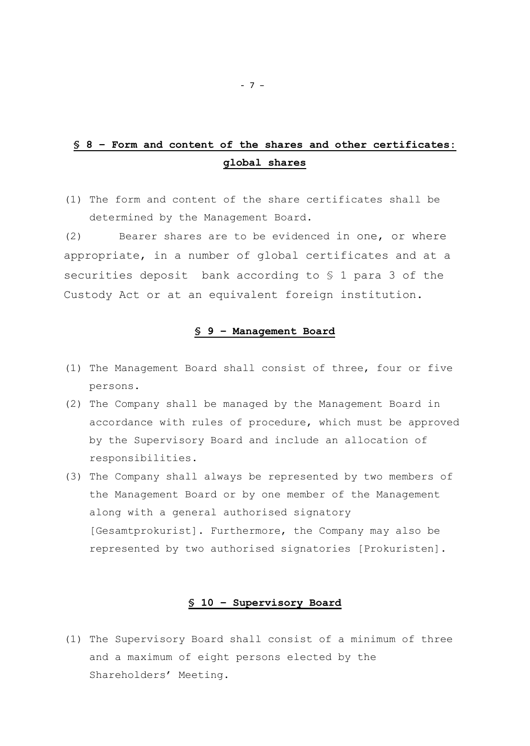## § 8 – Form and content of the shares and other certificates: global shares

(1) The form and content of the share certificates shall be determined by the Management Board.

(2) Bearer shares are to be evidenced in one, or where appropriate, in a number of global certificates and at a securities deposit bank according to § 1 para 3 of the Custody Act or at an equivalent foreign institution.

## § 9 – Management Board

(1) The Management Board shall consist of three, four or five persons.

(2) The Company shall be managed by the Management Board in accordance with rules of procedure, which must be approved by the Supervisory Board and include an allocation of responsibilities.

(3) The Company shall always be represented by two members of the Management Board or by one member of the Management along with a general authorised signatory [Gesamtprokurist]. Furthermore, the Company may also be represented by two authorised signatories [Prokuristen].

## § 10 – Supervisory Board

(1) The Supervisory Board shall consist of a minimum of three and a maximum of eight persons elected by the Shareholders' Meeting.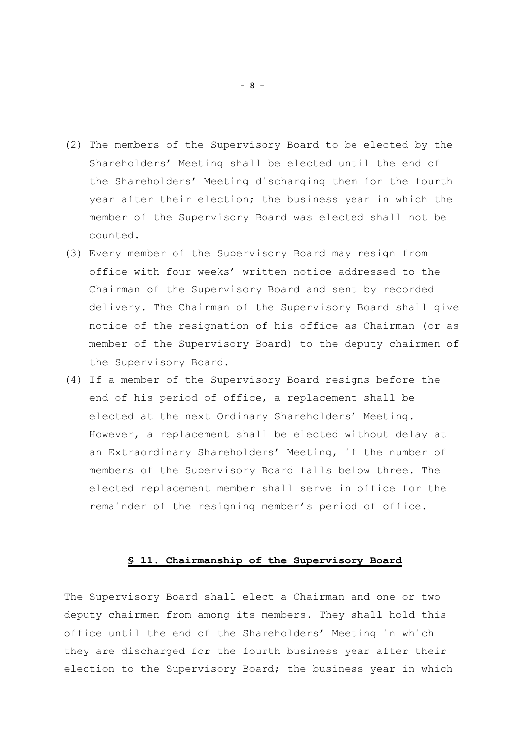(2) The members of the Supervisory Board to be elected by the Shareholders' Meeting shall be elected until the end of the Shareholders' Meeting discharging them for the fourth year after their election; the business year in which the member of the Supervisory Board was elected shall not be counted.

(3) Every member of the Supervisory Board may resign from office with four weeks' written notice addressed to the Chairman of the Supervisory Board and sent by recorded delivery. The Chairman of the Supervisory Board shall give notice of the resignation of his office as Chairman (or as member of the Supervisory Board) to the deputy chairmen of the Supervisory Board.

(4) If a member of the Supervisory Board resigns before the end of his period of office, a replacement shall be elected at the next Ordinary Shareholders' Meeting. However, a replacement shall be elected without delay at an Extraordinary Shareholders' Meeting, if the number of members of the Supervisory Board falls below three. The elected replacement member shall serve in office for the remainder of the resigning member's period of office.

## § 11. Chairmanship of the Supervisory Board

The Supervisory Board shall elect a Chairman and one or two deputy chairmen from among its members. They shall hold this office until the end of the Shareholders' Meeting in which they are discharged for the fourth business year after their election to the Supervisory Board; the business year in which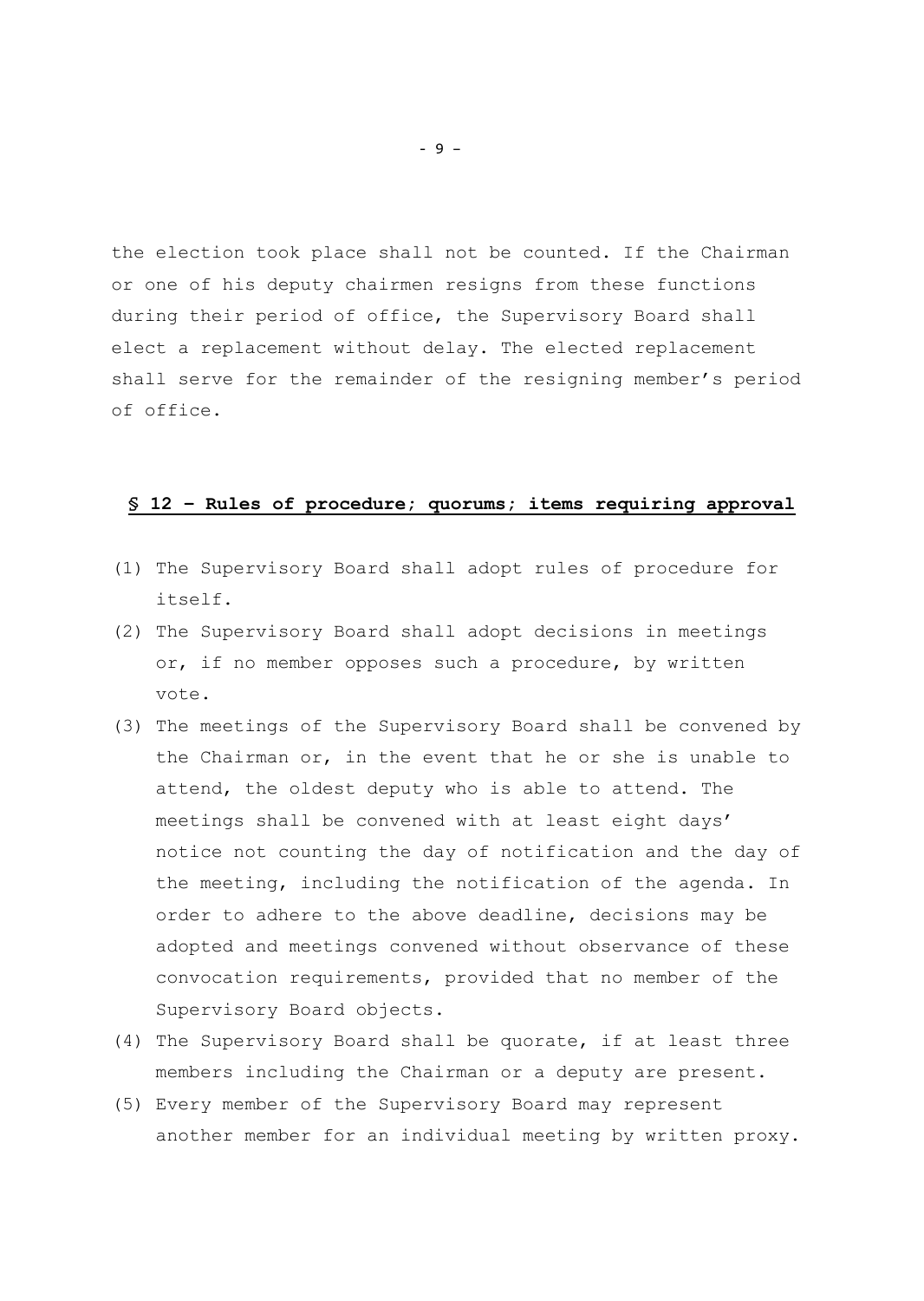the election took place shall not be counted. If the Chairman or one of his deputy chairmen resigns from these functions during their period of office, the Supervisory Board shall elect a replacement without delay. The elected replacement shall serve for the remainder of the resigning member's period of office.

## § 12 – Rules of procedure; quorums; items requiring approval

(1) The Supervisory Board shall adopt rules of procedure for itself.

(2) The Supervisory Board shall adopt decisions in meetings or, if no member opposes such a procedure, by written vote.

(3) The meetings of the Supervisory Board shall be convened by the Chairman or, in the event that he or she is unable to attend, the oldest deputy who is able to attend. The meetings shall be convened with at least eight days' notice not counting the day of notification and the day of the meeting, including the notification of the agenda. In order to adhere to the above deadline, decisions may be adopted and meetings convened without observance of these convocation requirements, provided that no member of the Supervisory Board objects.

(4) The Supervisory Board shall be quorate, if at least three members including the Chairman or a deputy are present.

(5) Every member of the Supervisory Board may represent another member for an individual meeting by written proxy.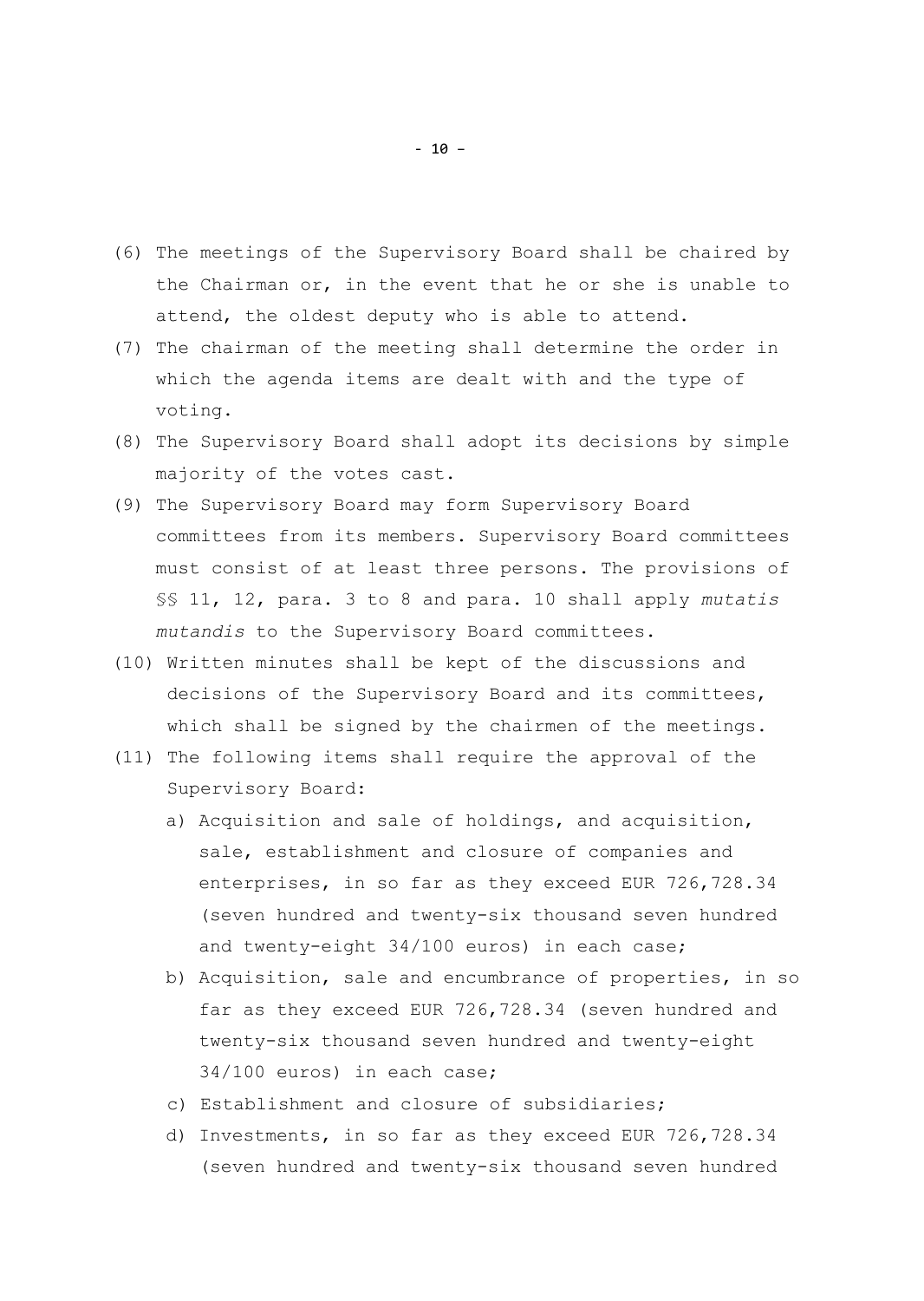(6) The meetings of the Supervisory Board shall be chaired by the Chairman or, in the event that he or she is unable to attend, the oldest deputy who is able to attend.

(7) The chairman of the meeting shall determine the order in which the agenda items are dealt with and the type of voting.

(8) The Supervisory Board shall adopt its decisions by simple majority of the votes cast.

(9) The Supervisory Board may form Supervisory Board committees from its members. Supervisory Board committees must consist of at least three persons. The provisions of §§ 11, 12, para. 3 to 8 and para. 10 shall apply *mutatis mutandis* to the Supervisory Board committees.

(10) Written minutes shall be kept of the discussions and decisions of the Supervisory Board and its committees, which shall be signed by the chairmen of the meetings.

(11) The following items shall require the approval of the Supervisory Board:

   a) Acquisition and sale of holdings, and acquisition, sale, establishment and closure of companies and enterprises, in so far as they exceed EUR 726,728.34 (seven hundred and twenty-six thousand seven hundred and twenty-eight 34/100 euros) in each case;

   b) Acquisition, sale and encumbrance of properties, in so far as they exceed EUR 726,728.34 (seven hundred and twenty-six thousand seven hundred and twenty-eight 34/100 euros) in each case;

   c) Establishment and closure of subsidiaries;

   d) Investments, in so far as they exceed EUR 726,728.34 (seven hundred and twenty-six thousand seven hundred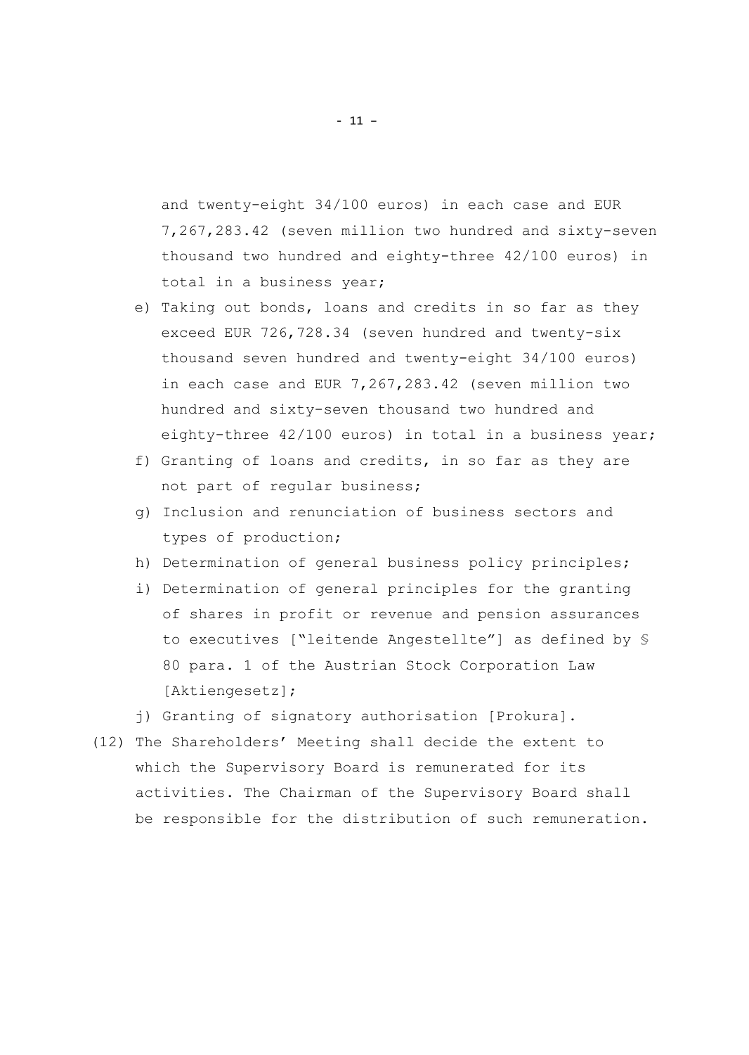and twenty-eight 34/100 euros) in each case and EUR 7,267,283.42 (seven million two hundred and sixty-seven thousand two hundred and eighty-three 42/100 euros) in total in a business year;

e) Taking out bonds, loans and credits in so far as they exceed EUR 726,728.34 (seven hundred and twenty-six thousand seven hundred and twenty-eight 34/100 euros) in each case and EUR 7,267,283.42 (seven million two hundred and sixty-seven thousand two hundred and eighty-three 42/100 euros) in total in a business year;

f) Granting of loans and credits, in so far as they are not part of regular business;

g) Inclusion and renunciation of business sectors and types of production;

h) Determination of general business policy principles;

i) Determination of general principles for the granting of shares in profit or revenue and pension assurances to executives ["leitende Angestellte"] as defined by § 80 para. 1 of the Austrian Stock Corporation Law [Aktiengesetz];

j) Granting of signatory authorisation [Prokura].

(12) The Shareholders' Meeting shall decide the extent to which the Supervisory Board is remunerated for its activities. The Chairman of the Supervisory Board shall be responsible for the distribution of such remuneration.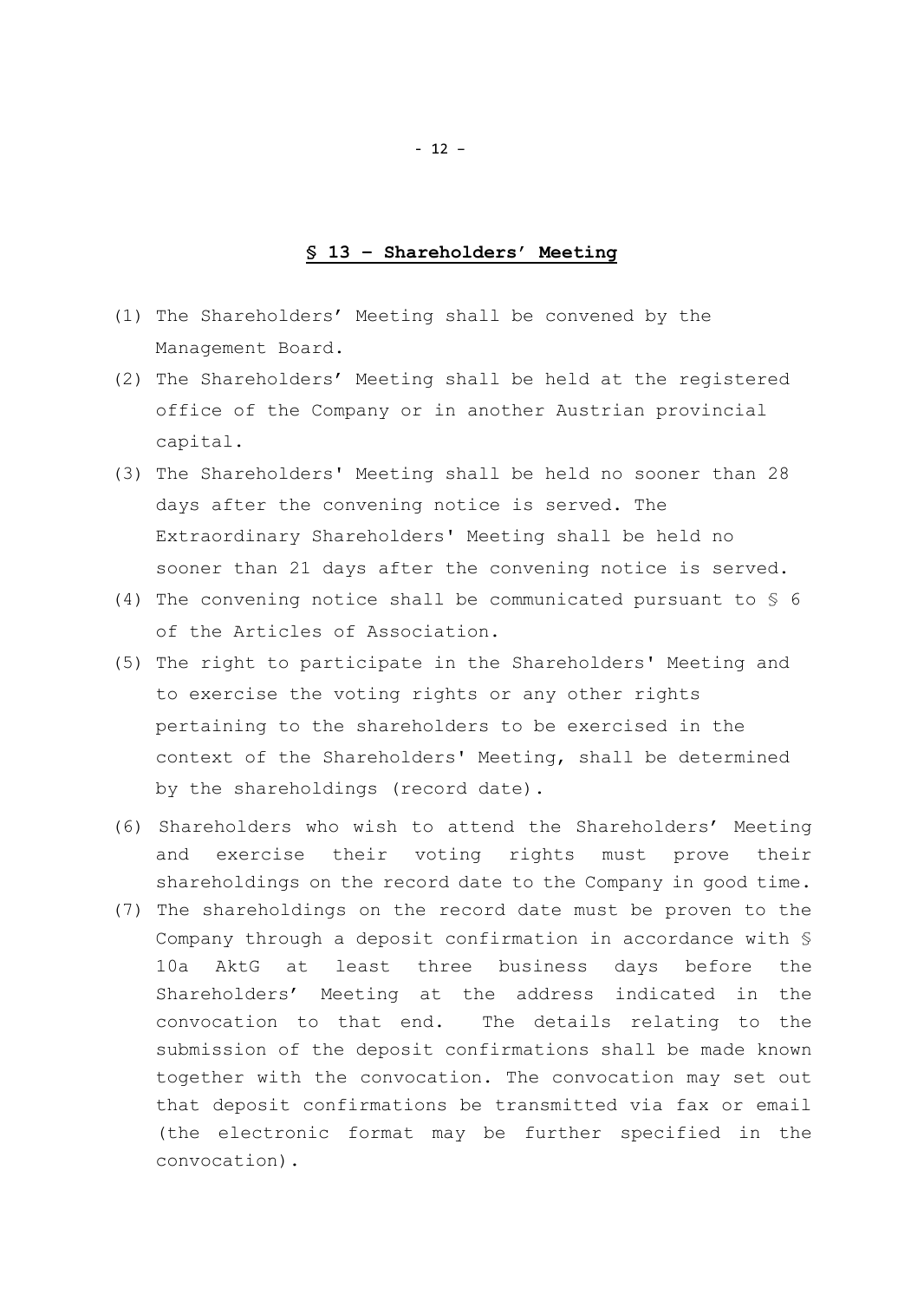## § 13 – Shareholders’ Meeting

(1) The Shareholders’ Meeting shall be convened by the Management Board.

(2) The Shareholders’ Meeting shall be held at the registered office of the Company or in another Austrian provincial capital.

(3) The Shareholders' Meeting shall be held no sooner than 28 days after the convening notice is served. The Extraordinary Shareholders' Meeting shall be held no sooner than 21 days after the convening notice is served.

(4) The convening notice shall be communicated pursuant to § 6 of the Articles of Association.

(5) The right to participate in the Shareholders' Meeting and to exercise the voting rights or any other rights pertaining to the shareholders to be exercised in the context of the Shareholders' Meeting, shall be determined by the shareholdings (record date).

(6) Shareholders who wish to attend the Shareholders’ Meeting and exercise their voting rights must prove their shareholdings on the record date to the Company in good time.

(7) The shareholdings on the record date must be proven to the Company through a deposit confirmation in accordance with § 10a AktG at least three business days before the Shareholders’ Meeting at the address indicated in the convocation to that end. The details relating to the submission of the deposit confirmations shall be made known together with the convocation. The convocation may set out that deposit confirmations be transmitted via fax or email (the electronic format may be further specified in the convocation).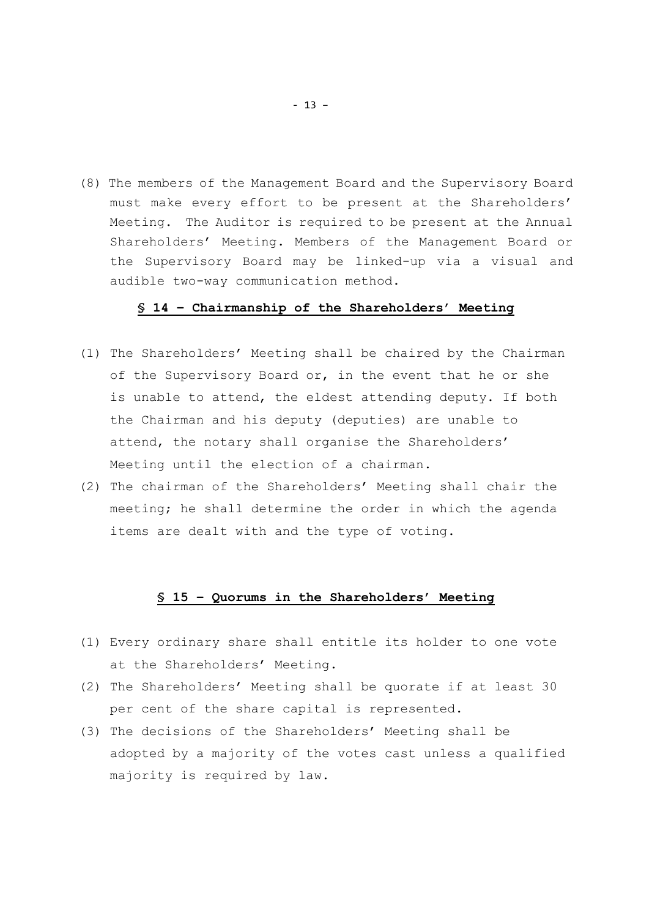(8) The members of the Management Board and the Supervisory Board must make every effort to be present at the Shareholders' Meeting. The Auditor is required to be present at the Annual Shareholders' Meeting. Members of the Management Board or the Supervisory Board may be linked-up via a visual and audible two-way communication method.

## § 14 – Chairmanship of the Shareholders' Meeting

(1) The Shareholders' Meeting shall be chaired by the Chairman of the Supervisory Board or, in the event that he or she is unable to attend, the eldest attending deputy. If both the Chairman and his deputy (deputies) are unable to attend, the notary shall organise the Shareholders' Meeting until the election of a chairman.

(2) The chairman of the Shareholders' Meeting shall chair the meeting; he shall determine the order in which the agenda items are dealt with and the type of voting.

## § 15 – Quorums in the Shareholders' Meeting

(1) Every ordinary share shall entitle its holder to one vote at the Shareholders' Meeting.

(2) The Shareholders' Meeting shall be quorate if at least 30 per cent of the share capital is represented.

(3) The decisions of the Shareholders' Meeting shall be adopted by a majority of the votes cast unless a qualified majority is required by law.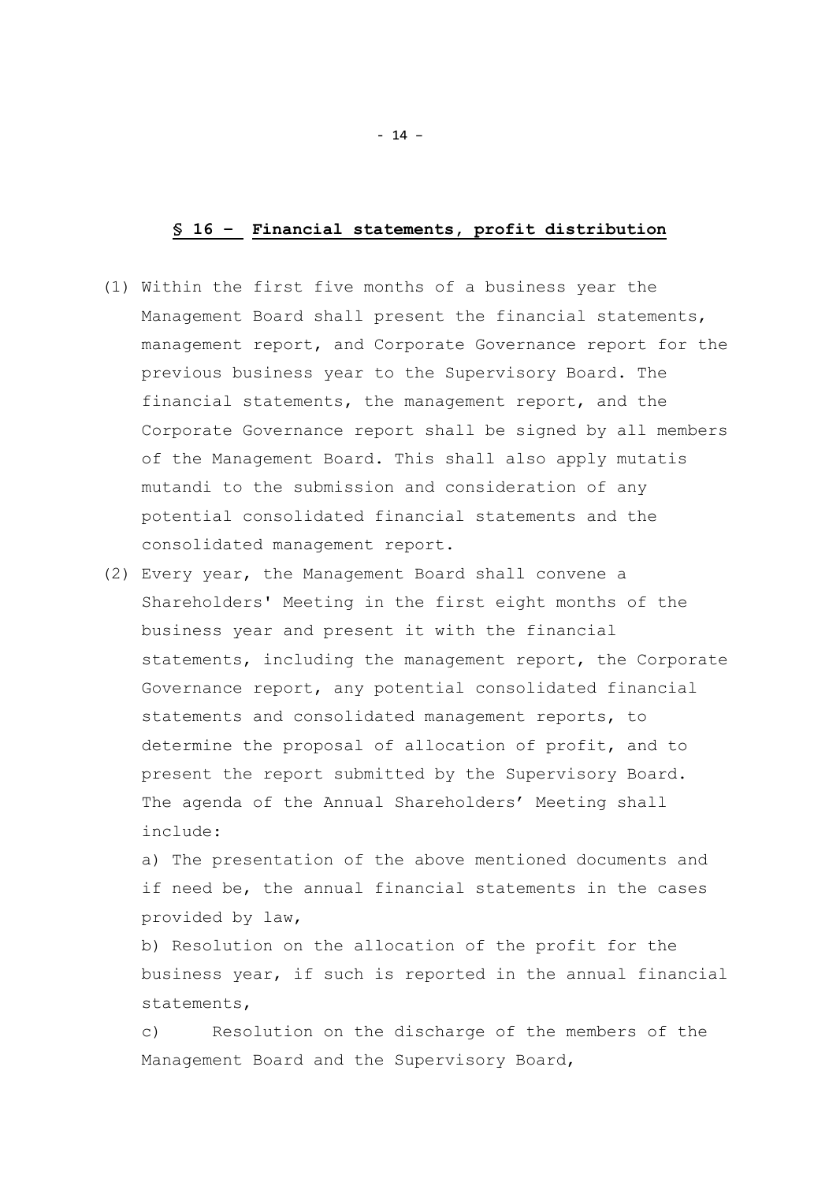## **§ 16 – Financial statements, profit distribution**

(1) Within the first five months of a business year the Management Board shall present the financial statements, management report, and Corporate Governance report for the previous business year to the Supervisory Board. The financial statements, the management report, and the Corporate Governance report shall be signed by all members of the Management Board. This shall also apply mutatis mutandi to the submission and consideration of any potential consolidated financial statements and the consolidated management report.

(2) Every year, the Management Board shall convene a Shareholders' Meeting in the first eight months of the business year and present it with the financial statements, including the management report, the Corporate Governance report, any potential consolidated financial statements and consolidated management reports, to determine the proposal of allocation of profit, and to present the report submitted by the Supervisory Board. The agenda of the Annual Shareholders' Meeting shall include:

a) The presentation of the above mentioned documents and if need be, the annual financial statements in the cases provided by law,

b) Resolution on the allocation of the profit for the business year, if such is reported in the annual financial statements,

c) Resolution on the discharge of the members of the Management Board and the Supervisory Board,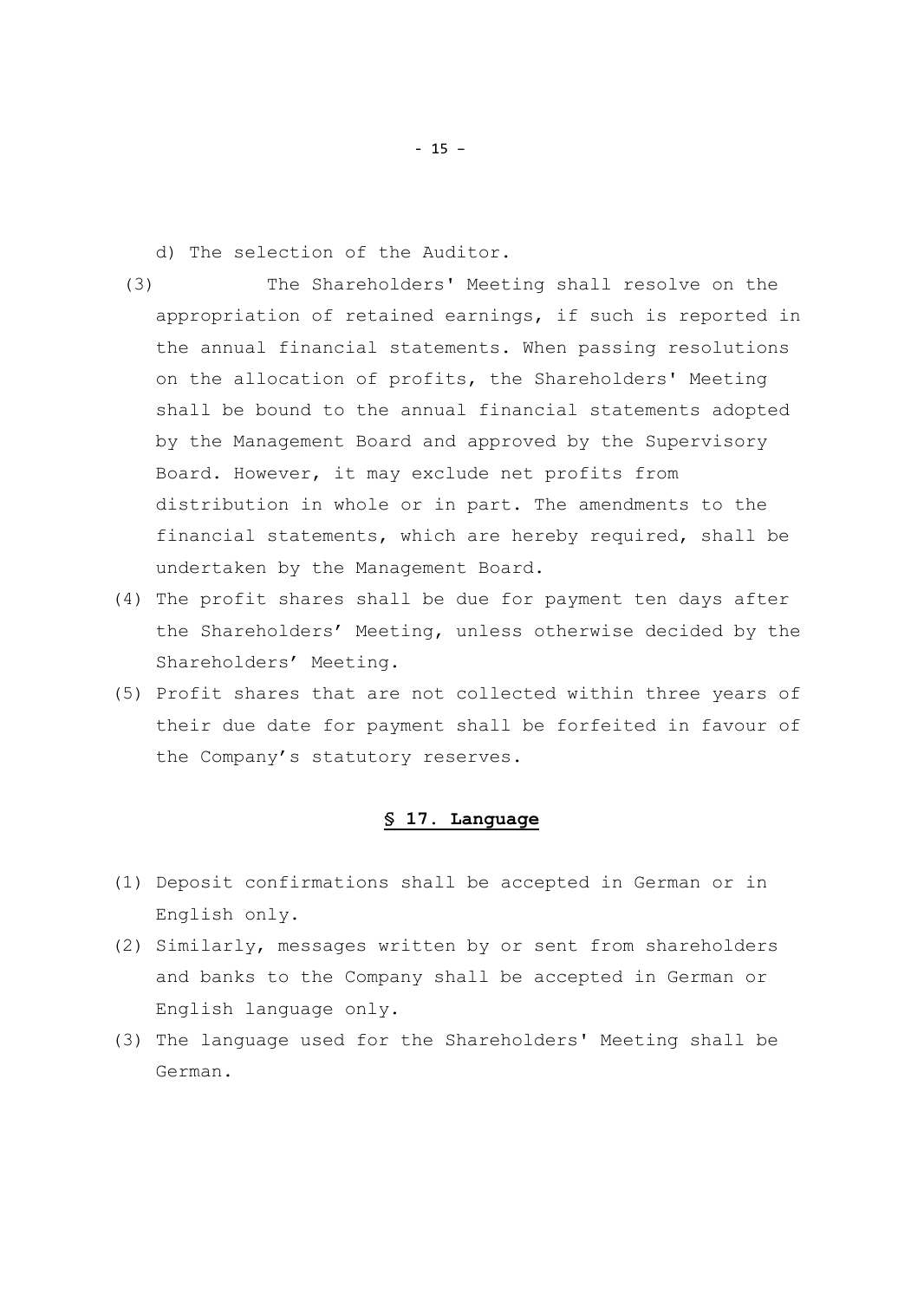d) The selection of the Auditor.

(3) The Shareholders' Meeting shall resolve on the appropriation of retained earnings, if such is reported in the annual financial statements. When passing resolutions on the allocation of profits, the Shareholders' Meeting shall be bound to the annual financial statements adopted by the Management Board and approved by the Supervisory Board. However, it may exclude net profits from distribution in whole or in part. The amendments to the financial statements, which are hereby required, shall be undertaken by the Management Board.

(4) The profit shares shall be due for payment ten days after the Shareholders' Meeting, unless otherwise decided by the Shareholders' Meeting.

(5) Profit shares that are not collected within three years of their due date for payment shall be forfeited in favour of the Company's statutory reserves.

## § 17. Language

(1) Deposit confirmations shall be accepted in German or in English only.

(2) Similarly, messages written by or sent from shareholders and banks to the Company shall be accepted in German or English language only.

(3) The language used for the Shareholders' Meeting shall be German.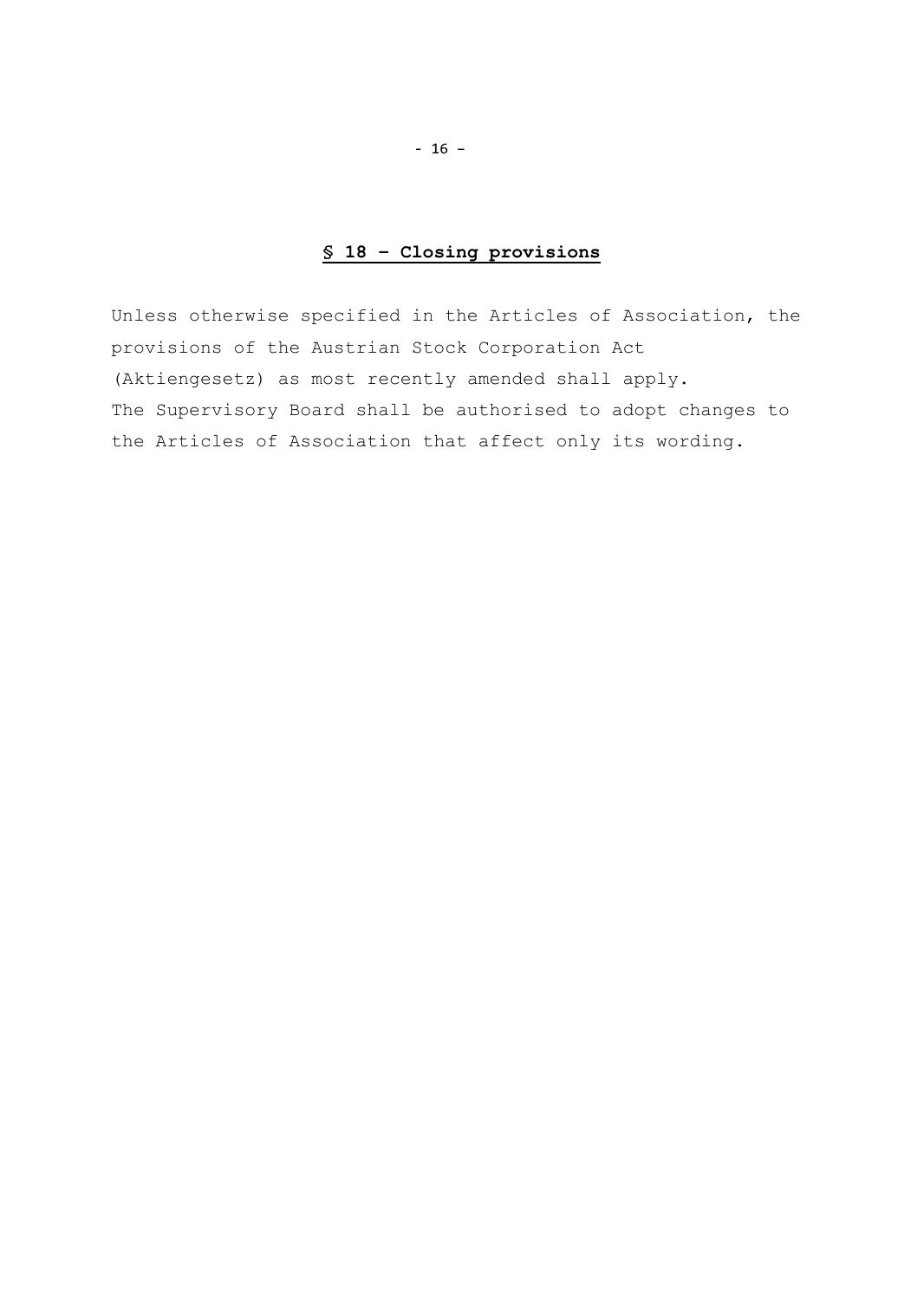## **§ 18 – Closing provisions**

Unless otherwise specified in the Articles of Association, the provisions of the Austrian Stock Corporation Act (Aktiengesetz) as most recently amended shall apply.
The Supervisory Board shall be authorised to adopt changes to the Articles of Association that affect only its wording.